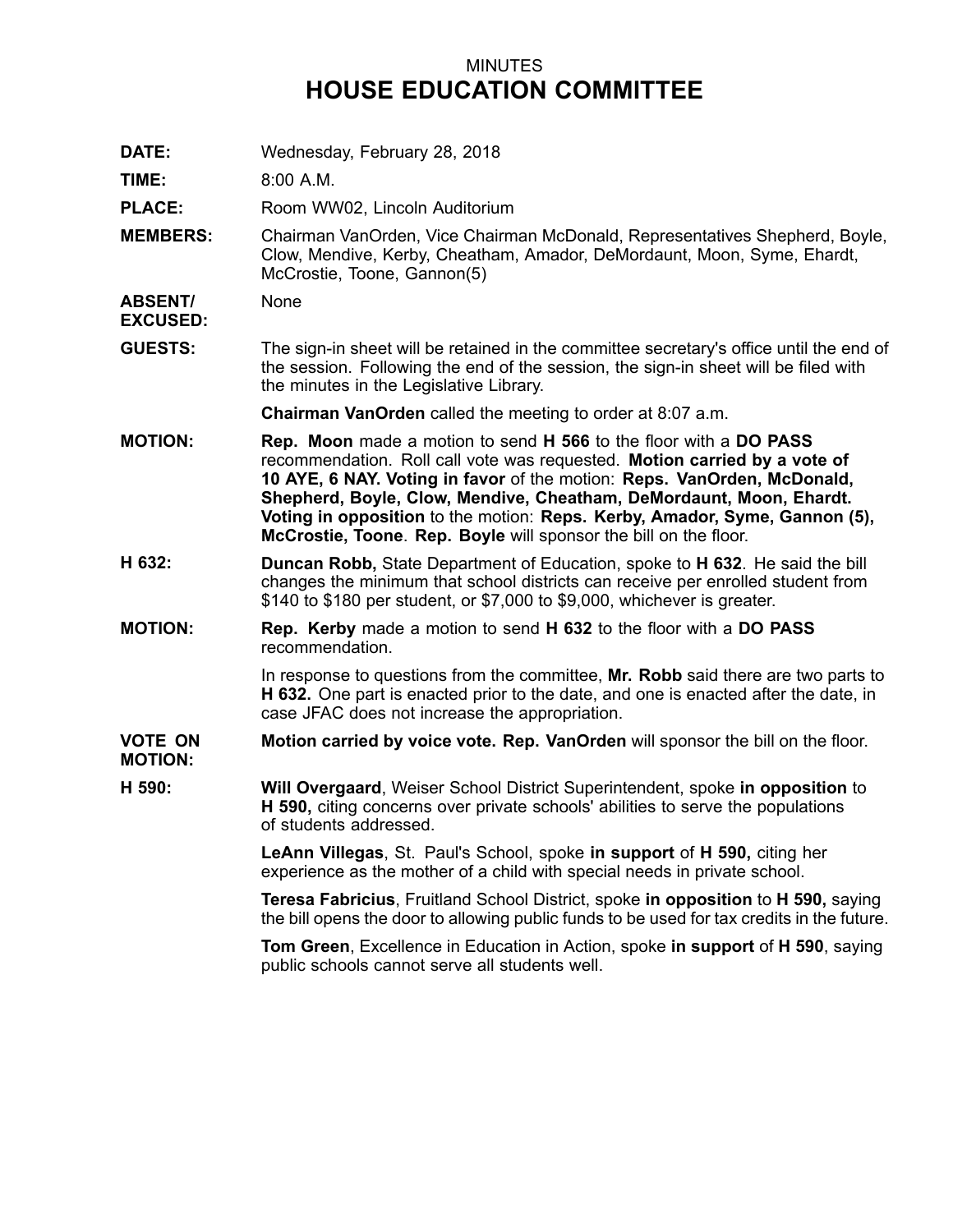MINUTES

# HOUSE EDUCATION COMMITTEE

**DATE:** Wednesday, February 28, 2018

**TIME:** 8:00 A.M.

**PLACE:** Room WW02, Lincoln Auditorium

**MEMBERS:** Chairman VanOrden, Vice Chairman McDonald, Representatives Shepherd, Boyle, Clow, Mendive, Kerby, Cheatham, Amador, DeMordaunt, Moon, Syme, Ehardt, McCrostie, Toone, Gannon(5)

**ABSENT/ EXCUSED:** None

**GUESTS:** The sign-in sheet will be retained in the committee secretary's office until the end of the session. Following the end of the session, the sign-in sheet will be filed with the minutes in the Legislative Library.

**Chairman VanOrden** called the meeting to order at 8:07 a.m.

**MOTION:** **Rep. Moon** made a motion to send **H 566** to the floor with a **DO PASS** recommendation. Roll call vote was requested. **Motion carried by a vote of 10 AYE, 6 NAY. Voting in favor** of the motion: **Reps. VanOrden, McDonald, Shepherd, Boyle, Clow, Mendive, Cheatham, DeMordaunt, Moon, Ehardt. Voting in opposition** to the motion: **Reps. Kerby, Amador, Syme, Gannon (5), McCrostie, Toone**. **Rep. Boyle** will sponsor the bill on the floor.

**H 632:** **Duncan Robb,** State Department of Education, spoke to **H 632**. He said the bill changes the minimum that school districts can receive per enrolled student from $140 to $180 per student, or $7,000 to $9,000, whichever is greater.

**MOTION:** **Rep. Kerby** made a motion to send **H 632** to the floor with a **DO PASS** recommendation.

In response to questions from the committee, **Mr. Robb** said there are two parts to **H 632.** One part is enacted prior to the date, and one is enacted after the date, in case JFAC does not increase the appropriation.

**VOTE ON MOTION:** **Motion carried by voice vote. Rep. VanOrden** will sponsor the bill on the floor.

**H 590:** **Will Overgaard**, Weiser School District Superintendent, spoke **in opposition** to **H 590,** citing concerns over private schools' abilities to serve the populations of students addressed.

**LeAnn Villegas**, St. Paul's School, spoke **in support** of **H 590,** citing her experience as the mother of a child with special needs in private school.

**Teresa Fabricius**, Fruitland School District, spoke **in opposition** to **H 590,** saying the bill opens the door to allowing public funds to be used for tax credits in the future.

**Tom Green**, Excellence in Education in Action, spoke **in support** of **H 590**, saying public schools cannot serve all students well.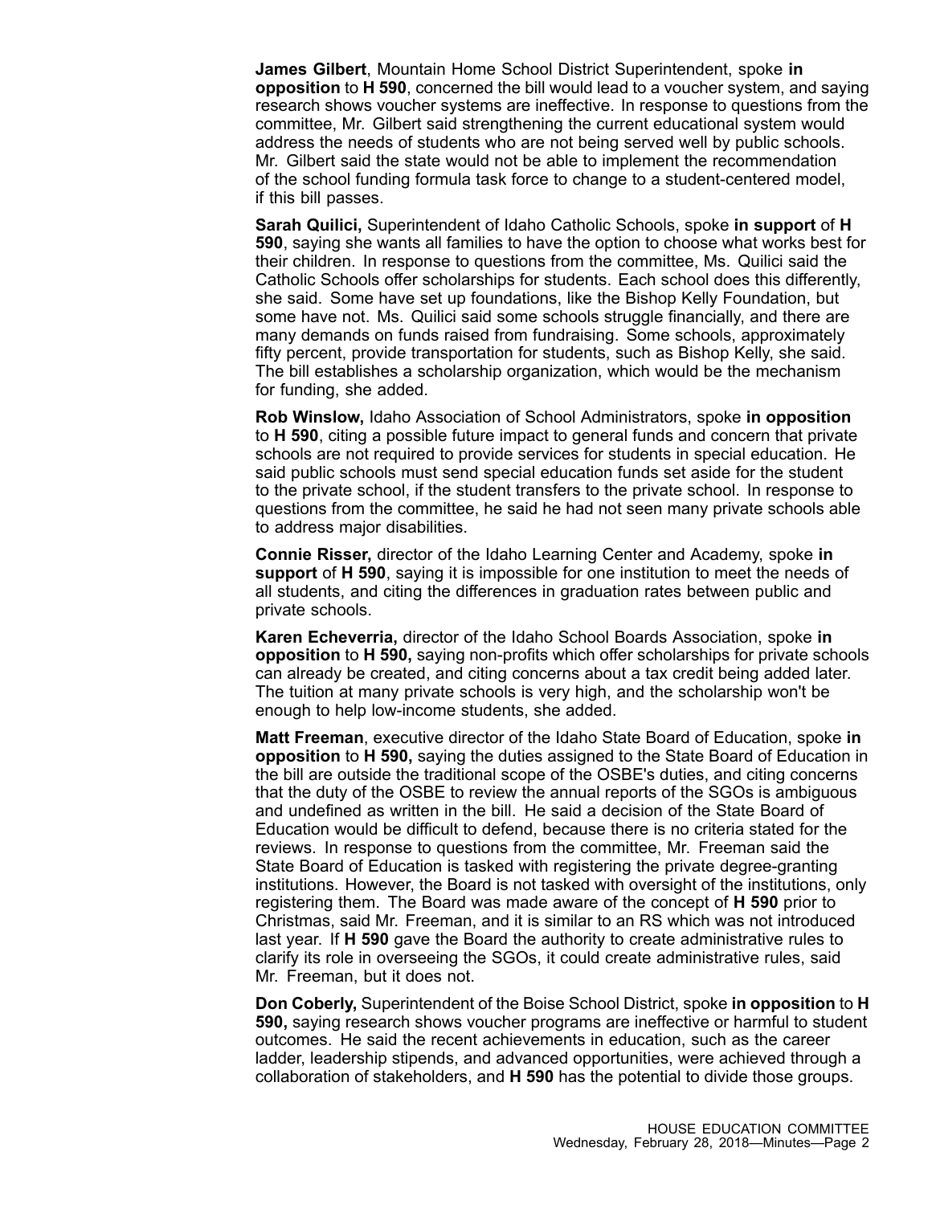**James Gilbert**, Mountain Home School District Superintendent, spoke **in opposition** to **H 590**, concerned the bill would lead to a voucher system, and saying research shows voucher systems are ineffective. In response to questions from the committee, Mr. Gilbert said strengthening the current educational system would address the needs of students who are not being served well by public schools. Mr. Gilbert said the state would not be able to implement the recommendation of the school funding formula task force to change to a student-centered model, if this bill passes.

**Sarah Quilici,** Superintendent of Idaho Catholic Schools, spoke **in support** of **H 590**, saying she wants all families to have the option to choose what works best for their children. In response to questions from the committee, Ms. Quilici said the Catholic Schools offer scholarships for students. Each school does this differently, she said. Some have set up foundations, like the Bishop Kelly Foundation, but some have not. Ms. Quilici said some schools struggle financially, and there are many demands on funds raised from fundraising. Some schools, approximately fifty percent, provide transportation for students, such as Bishop Kelly, she said. The bill establishes a scholarship organization, which would be the mechanism for funding, she added.

**Rob Winslow,** Idaho Association of School Administrators, spoke **in opposition** to **H 590**, citing a possible future impact to general funds and concern that private schools are not required to provide services for students in special education. He said public schools must send special education funds set aside for the student to the private school, if the student transfers to the private school. In response to questions from the committee, he said he had not seen many private schools able to address major disabilities.

**Connie Risser,** director of the Idaho Learning Center and Academy, spoke **in support** of **H 590**, saying it is impossible for one institution to meet the needs of all students, and citing the differences in graduation rates between public and private schools.

**Karen Echeverria,** director of the Idaho School Boards Association, spoke **in opposition** to **H 590,** saying non-profits which offer scholarships for private schools can already be created, and citing concerns about a tax credit being added later. The tuition at many private schools is very high, and the scholarship won't be enough to help low-income students, she added.

**Matt Freeman**, executive director of the Idaho State Board of Education, spoke **in opposition** to **H 590,** saying the duties assigned to the State Board of Education in the bill are outside the traditional scope of the OSBE's duties, and citing concerns that the duty of the OSBE to review the annual reports of the SGOs is ambiguous and undefined as written in the bill. He said a decision of the State Board of Education would be difficult to defend, because there is no criteria stated for the reviews. In response to questions from the committee, Mr. Freeman said the State Board of Education is tasked with registering the private degree-granting institutions. However, the Board is not tasked with oversight of the institutions, only registering them. The Board was made aware of the concept of **H 590** prior to Christmas, said Mr. Freeman, and it is similar to an RS which was not introduced last year. If **H 590** gave the Board the authority to create administrative rules to clarify its role in overseeing the SGOs, it could create administrative rules, said Mr. Freeman, but it does not.

**Don Coberly,** Superintendent of the Boise School District, spoke **in opposition** to **H 590,** saying research shows voucher programs are ineffective or harmful to student outcomes. He said the recent achievements in education, such as the career ladder, leadership stipends, and advanced opportunities, were achieved through a collaboration of stakeholders, and **H 590** has the potential to divide those groups.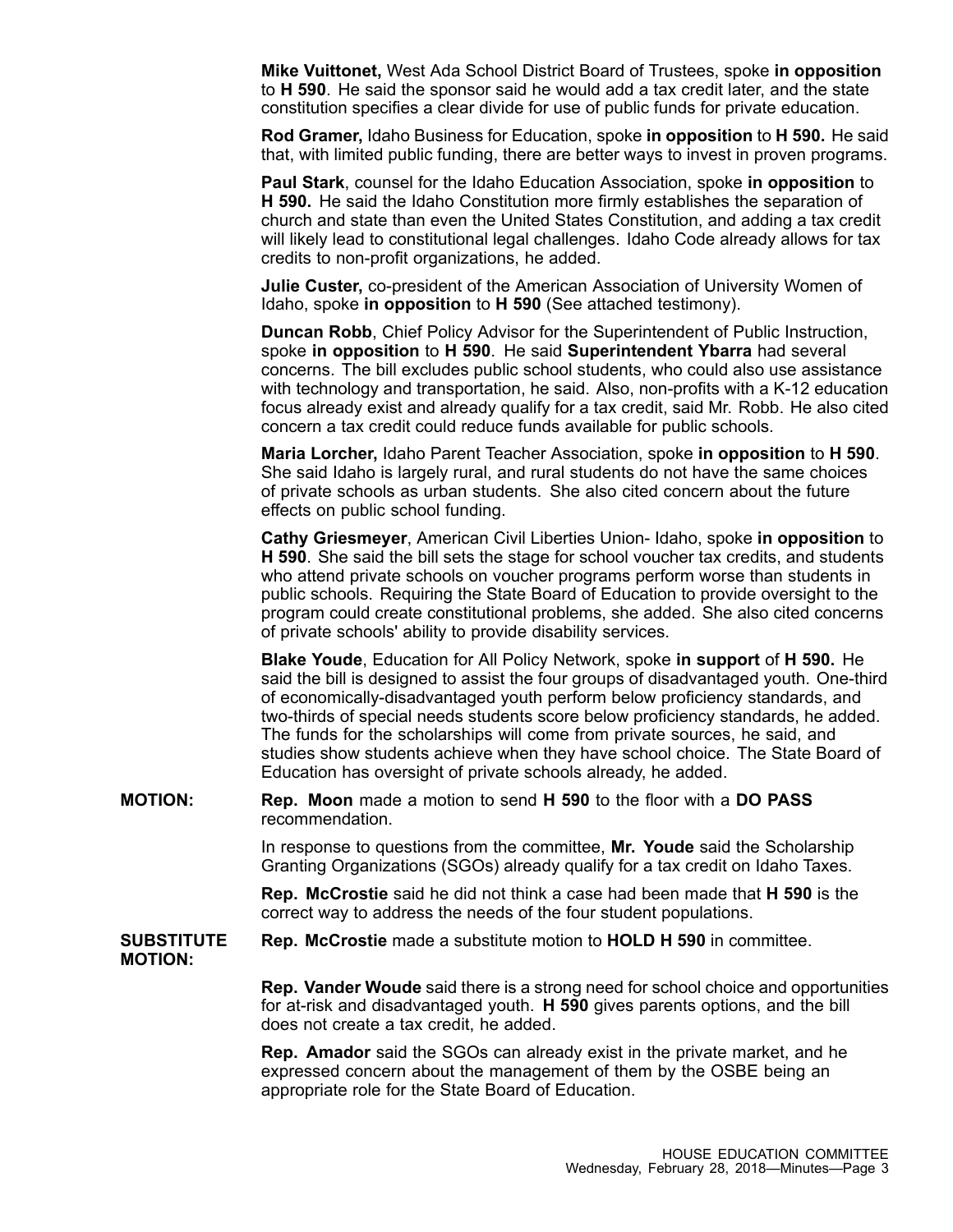**Mike Vuittonet,** West Ada School District Board of Trustees, spoke **in opposition** to **H 590**. He said the sponsor said he would add a tax credit later, and the state constitution specifies a clear divide for use of public funds for private education.

**Rod Gramer,** Idaho Business for Education, spoke **in opposition** to **H 590.** He said that, with limited public funding, there are better ways to invest in proven programs.

**Paul Stark**, counsel for the Idaho Education Association, spoke **in opposition** to **H 590.** He said the Idaho Constitution more firmly establishes the separation of church and state than even the United States Constitution, and adding a tax credit will likely lead to constitutional legal challenges. Idaho Code already allows for tax credits to non-profit organizations, he added.

**Julie Custer,** co-president of the American Association of University Women of Idaho, spoke **in opposition** to **H 590** (See attached testimony).

**Duncan Robb**, Chief Policy Advisor for the Superintendent of Public Instruction, spoke **in opposition** to **H 590**. He said **Superintendent Ybarra** had several concerns. The bill excludes public school students, who could also use assistance with technology and transportation, he said. Also, non-profits with a K-12 education focus already exist and already qualify for a tax credit, said Mr. Robb. He also cited concern a tax credit could reduce funds available for public schools.

**Maria Lorcher,** Idaho Parent Teacher Association, spoke **in opposition** to **H 590**. She said Idaho is largely rural, and rural students do not have the same choices of private schools as urban students. She also cited concern about the future effects on public school funding.

**Cathy Griesmeyer**, American Civil Liberties Union- Idaho, spoke **in opposition** to **H 590**. She said the bill sets the stage for school voucher tax credits, and students who attend private schools on voucher programs perform worse than students in public schools. Requiring the State Board of Education to provide oversight to the program could create constitutional problems, she added. She also cited concerns of private schools' ability to provide disability services.

**Blake Youde**, Education for All Policy Network, spoke **in support** of **H 590.** He said the bill is designed to assist the four groups of disadvantaged youth. One-third of economically-disadvantaged youth perform below proficiency standards, and two-thirds of special needs students score below proficiency standards, he added. The funds for the scholarships will come from private sources, he said, and studies show students achieve when they have school choice. The State Board of Education has oversight of private schools already, he added.

**MOTION:** **Rep. Moon** made a motion to send **H 590** to the floor with a **DO PASS** recommendation.

In response to questions from the committee, **Mr. Youde** said the Scholarship Granting Organizations (SGOs) already qualify for a tax credit on Idaho Taxes.

**Rep. McCrostie** said he did not think a case had been made that **H 590** is the correct way to address the needs of the four student populations.

**SUBSTITUTE MOTION:** **Rep. McCrostie** made a substitute motion to **HOLD H 590** in committee.

**Rep. Vander Woude** said there is a strong need for school choice and opportunities for at-risk and disadvantaged youth. **H 590** gives parents options, and the bill does not create a tax credit, he added.

**Rep. Amador** said the SGOs can already exist in the private market, and he expressed concern about the management of them by the OSBE being an appropriate role for the State Board of Education.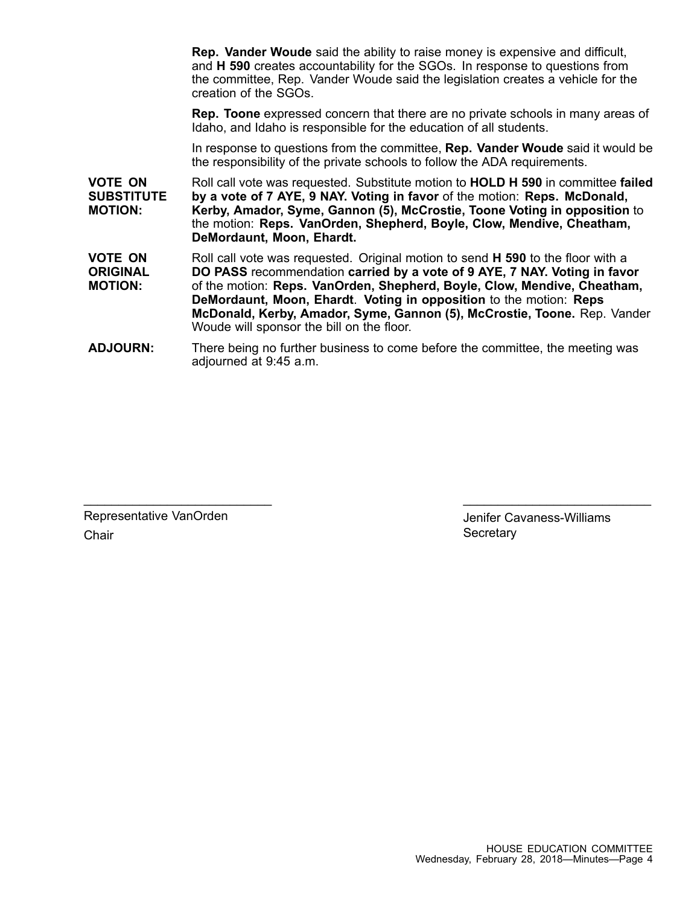**Rep. Vander Woude** said the ability to raise money is expensive and difficult, and **H 590** creates accountability for the SGOs. In response to questions from the committee, Rep. Vander Woude said the legislation creates a vehicle for the creation of the SGOs.

**Rep. Toone** expressed concern that there are no private schools in many areas of Idaho, and Idaho is responsible for the education of all students.

In response to questions from the committee, **Rep. Vander Woude** said it would be the responsibility of the private schools to follow the ADA requirements.

**VOTE ON SUBSTITUTE MOTION:** Roll call vote was requested. Substitute motion to **HOLD H 590** in committee **failed by a vote of 7 AYE, 9 NAY. Voting in favor** of the motion: **Reps. McDonald, Kerby, Amador, Syme, Gannon (5), McCrostie, Toone Voting in opposition** to the motion: **Reps. VanOrden, Shepherd, Boyle, Clow, Mendive, Cheatham, DeMordaunt, Moon, Ehardt.**

**VOTE ON ORIGINAL MOTION:** Roll call vote was requested. Original motion to send **H 590** to the floor with a **DO PASS** recommendation **carried by a vote of 9 AYE, 7 NAY. Voting in favor** of the motion: **Reps. VanOrden, Shepherd, Boyle, Clow, Mendive, Cheatham, DeMordaunt, Moon, Ehardt**. **Voting in opposition** to the motion: **Reps McDonald, Kerby, Amador, Syme, Gannon (5), McCrostie, Toone.** Rep. Vander Woude will sponsor the bill on the floor.

**ADJOURN:** There being no further business to come before the committee, the meeting was adjourned at 9:45 a.m.

___________________________
Representative VanOrden
Chair

___________________________
Jenifer Cavaness-Williams
Secretary